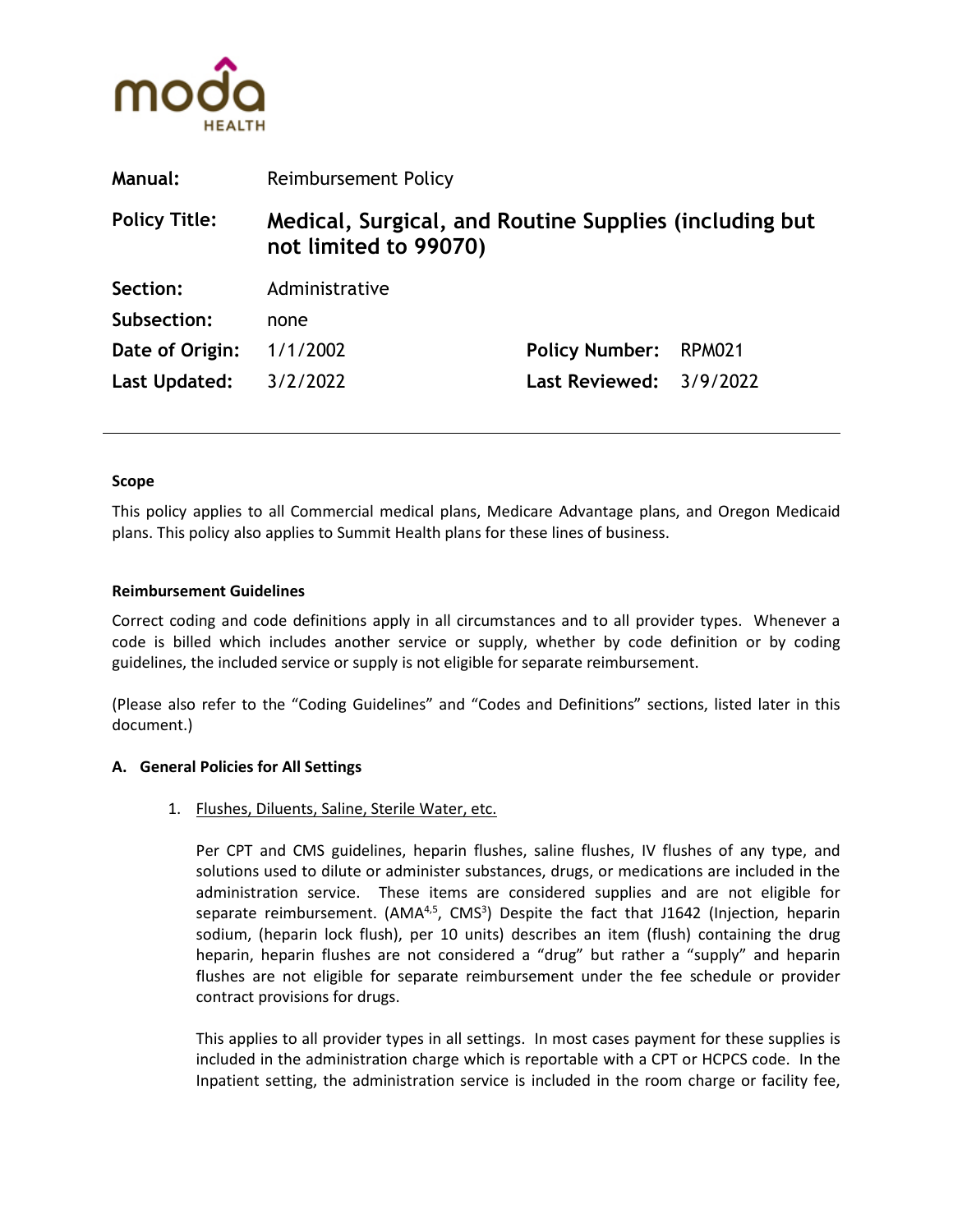moda HEALTH

| | | | |
|---|---|---|---|
| **Manual:** | Reimbursement Policy | | |
| **Policy Title:** | **Medical, Surgical, and Routine Supplies (including but not limited to 99070)** | | |
| **Section:** | Administrative | | |
| **Subsection:** | none | | |
| **Date of Origin:** | 1/1/2002 | **Policy Number:** | RPM021 |
| **Last Updated:** | 3/2/2022 | **Last Reviewed:** | 3/9/2022 |

---

**Scope**

This policy applies to all Commercial medical plans, Medicare Advantage plans, and Oregon Medicaid plans. This policy also applies to Summit Health plans for these lines of business.

**Reimbursement Guidelines**

Correct coding and code definitions apply in all circumstances and to all provider types. Whenever a code is billed which includes another service or supply, whether by code definition or by coding guidelines, the included service or supply is not eligible for separate reimbursement.

(Please also refer to the "Coding Guidelines" and "Codes and Definitions" sections, listed later in this document.)

**A. General Policies for All Settings**

1. Flushes, Diluents, Saline, Sterile Water, etc.

   Per CPT and CMS guidelines, heparin flushes, saline flushes, IV flushes of any type, and solutions used to dilute or administer substances, drugs, or medications are included in the administration service. These items are considered supplies and are not eligible for separate reimbursement. (AMA[4,5], CMS[3]) Despite the fact that J1642 (Injection, heparin sodium, (heparin lock flush), per 10 units) describes an item (flush) containing the drug heparin, heparin flushes are not considered a "drug" but rather a "supply" and heparin flushes are not eligible for separate reimbursement under the fee schedule or provider contract provisions for drugs.

   This applies to all provider types in all settings. In most cases payment for these supplies is included in the administration charge which is reportable with a CPT or HCPCS code. In the Inpatient setting, the administration service is included in the room charge or facility fee,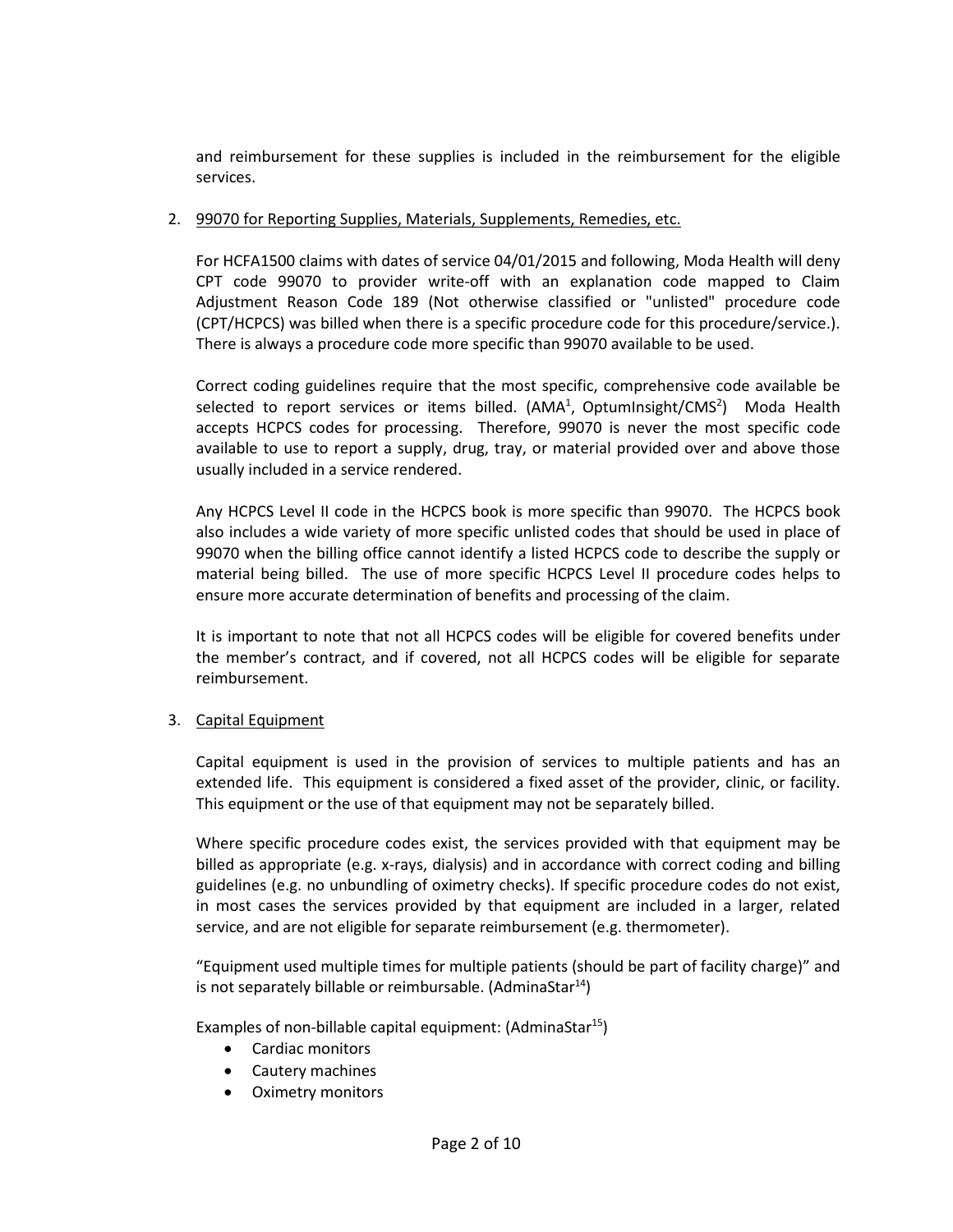and reimbursement for these supplies is included in the reimbursement for the eligible services.

2. <u>99070 for Reporting Supplies, Materials, Supplements, Remedies, etc.</u>

   For HCFA1500 claims with dates of service 04/01/2015 and following, Moda Health will deny CPT code 99070 to provider write-off with an explanation code mapped to Claim Adjustment Reason Code 189 (Not otherwise classified or "unlisted" procedure code (CPT/HCPCS) was billed when there is a specific procedure code for this procedure/service.). There is always a procedure code more specific than 99070 available to be used.

   Correct coding guidelines require that the most specific, comprehensive code available be selected to report services or items billed. (AMA[1], OptumInsight/CMS[2]) Moda Health accepts HCPCS codes for processing. Therefore, 99070 is never the most specific code available to use to report a supply, drug, tray, or material provided over and above those usually included in a service rendered.

   Any HCPCS Level II code in the HCPCS book is more specific than 99070. The HCPCS book also includes a wide variety of more specific unlisted codes that should be used in place of 99070 when the billing office cannot identify a listed HCPCS code to describe the supply or material being billed. The use of more specific HCPCS Level II procedure codes helps to ensure more accurate determination of benefits and processing of the claim.

   It is important to note that not all HCPCS codes will be eligible for covered benefits under the member's contract, and if covered, not all HCPCS codes will be eligible for separate reimbursement.

3. <u>Capital Equipment</u>

   Capital equipment is used in the provision of services to multiple patients and has an extended life. This equipment is considered a fixed asset of the provider, clinic, or facility. This equipment or the use of that equipment may not be separately billed.

   Where specific procedure codes exist, the services provided with that equipment may be billed as appropriate (e.g. x-rays, dialysis) and in accordance with correct coding and billing guidelines (e.g. no unbundling of oximetry checks). If specific procedure codes do not exist, in most cases the services provided by that equipment are included in a larger, related service, and are not eligible for separate reimbursement (e.g. thermometer).

   "Equipment used multiple times for multiple patients (should be part of facility charge)" and is not separately billable or reimbursable. (AdminaStar[14])

   Examples of non-billable capital equipment: (AdminaStar[15])
   - Cardiac monitors
   - Cautery machines
   - Oximetry monitors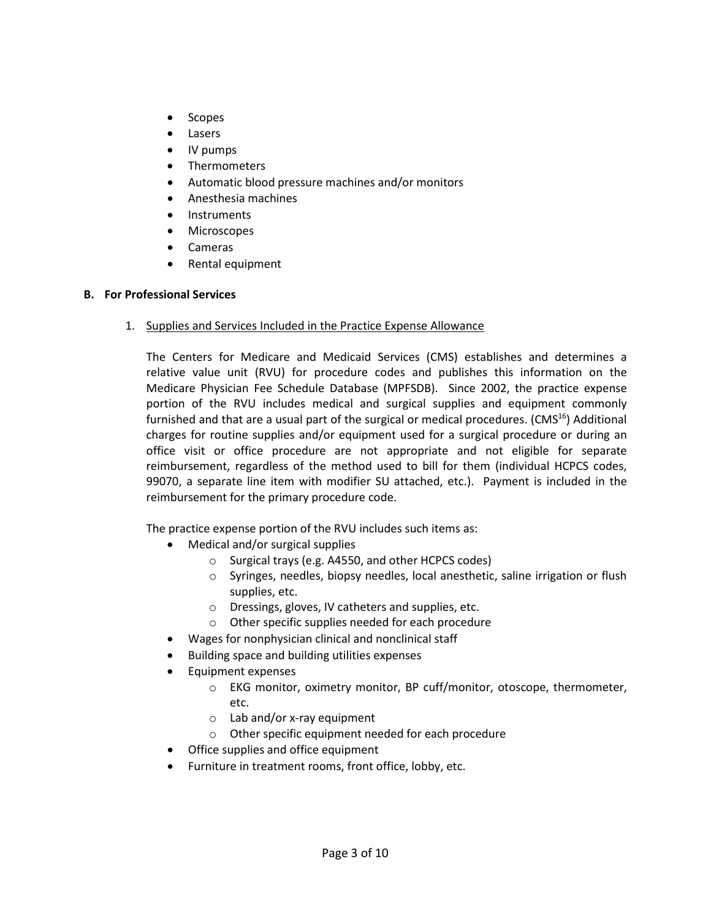- Scopes
- Lasers
- IV pumps
- Thermometers
- Automatic blood pressure machines and/or monitors
- Anesthesia machines
- Instruments
- Microscopes
- Cameras
- Rental equipment

**B. For Professional Services**

1. Supplies and Services Included in the Practice Expense Allowance

   The Centers for Medicare and Medicaid Services (CMS) establishes and determines a relative value unit (RVU) for procedure codes and publishes this information on the Medicare Physician Fee Schedule Database (MPFSDB). Since 2002, the practice expense portion of the RVU includes medical and surgical supplies and equipment commonly furnished and that are a usual part of the surgical or medical procedures. (CMS[16]) Additional charges for routine supplies and/or equipment used for a surgical procedure or during an office visit or office procedure are not appropriate and not eligible for separate reimbursement, regardless of the method used to bill for them (individual HCPCS codes, 99070, a separate line item with modifier SU attached, etc.). Payment is included in the reimbursement for the primary procedure code.

   The practice expense portion of the RVU includes such items as:

   - Medical and/or surgical supplies
     - Surgical trays (e.g. A4550, and other HCPCS codes)
     - Syringes, needles, biopsy needles, local anesthetic, saline irrigation or flush supplies, etc.
     - Dressings, gloves, IV catheters and supplies, etc.
     - Other specific supplies needed for each procedure
   - Wages for nonphysician clinical and nonclinical staff
   - Building space and building utilities expenses
   - Equipment expenses
     - EKG monitor, oximetry monitor, BP cuff/monitor, otoscope, thermometer, etc.
     - Lab and/or x-ray equipment
     - Other specific equipment needed for each procedure
   - Office supplies and office equipment
   - Furniture in treatment rooms, front office, lobby, etc.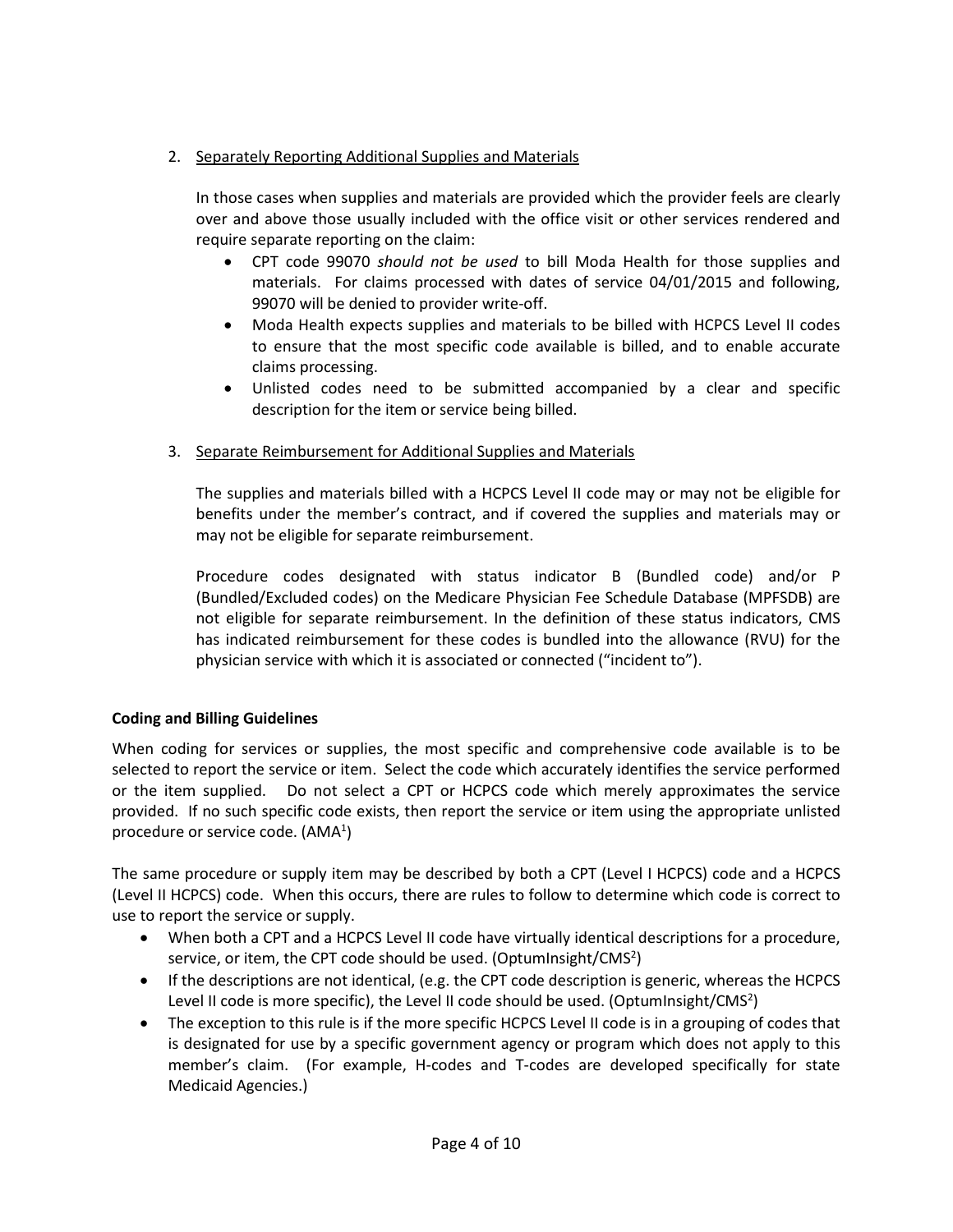2. <u>Separately Reporting Additional Supplies and Materials</u>

   In those cases when supplies and materials are provided which the provider feels are clearly over and above those usually included with the office visit or other services rendered and require separate reporting on the claim:

   - CPT code 99070 *should not be used* to bill Moda Health for those supplies and materials. For claims processed with dates of service 04/01/2015 and following, 99070 will be denied to provider write-off.
   - Moda Health expects supplies and materials to be billed with HCPCS Level II codes to ensure that the most specific code available is billed, and to enable accurate claims processing.
   - Unlisted codes need to be submitted accompanied by a clear and specific description for the item or service being billed.

3. <u>Separate Reimbursement for Additional Supplies and Materials</u>

   The supplies and materials billed with a HCPCS Level II code may or may not be eligible for benefits under the member's contract, and if covered the supplies and materials may or may not be eligible for separate reimbursement.

   Procedure codes designated with status indicator B (Bundled code) and/or P (Bundled/Excluded codes) on the Medicare Physician Fee Schedule Database (MPFSDB) are not eligible for separate reimbursement. In the definition of these status indicators, CMS has indicated reimbursement for these codes is bundled into the allowance (RVU) for the physician service with which it is associated or connected ("incident to").

**Coding and Billing Guidelines**

When coding for services or supplies, the most specific and comprehensive code available is to be selected to report the service or item. Select the code which accurately identifies the service performed or the item supplied. Do not select a CPT or HCPCS code which merely approximates the service provided. If no such specific code exists, then report the service or item using the appropriate unlisted procedure or service code. (AMA[1])

The same procedure or supply item may be described by both a CPT (Level I HCPCS) code and a HCPCS (Level II HCPCS) code. When this occurs, there are rules to follow to determine which code is correct to use to report the service or supply.

- When both a CPT and a HCPCS Level II code have virtually identical descriptions for a procedure, service, or item, the CPT code should be used. (OptumInsight/CMS[2])
- If the descriptions are not identical, (e.g. the CPT code description is generic, whereas the HCPCS Level II code is more specific), the Level II code should be used. (OptumInsight/CMS[2])
- The exception to this rule is if the more specific HCPCS Level II code is in a grouping of codes that is designated for use by a specific government agency or program which does not apply to this member's claim. (For example, H-codes and T-codes are developed specifically for state Medicaid Agencies.)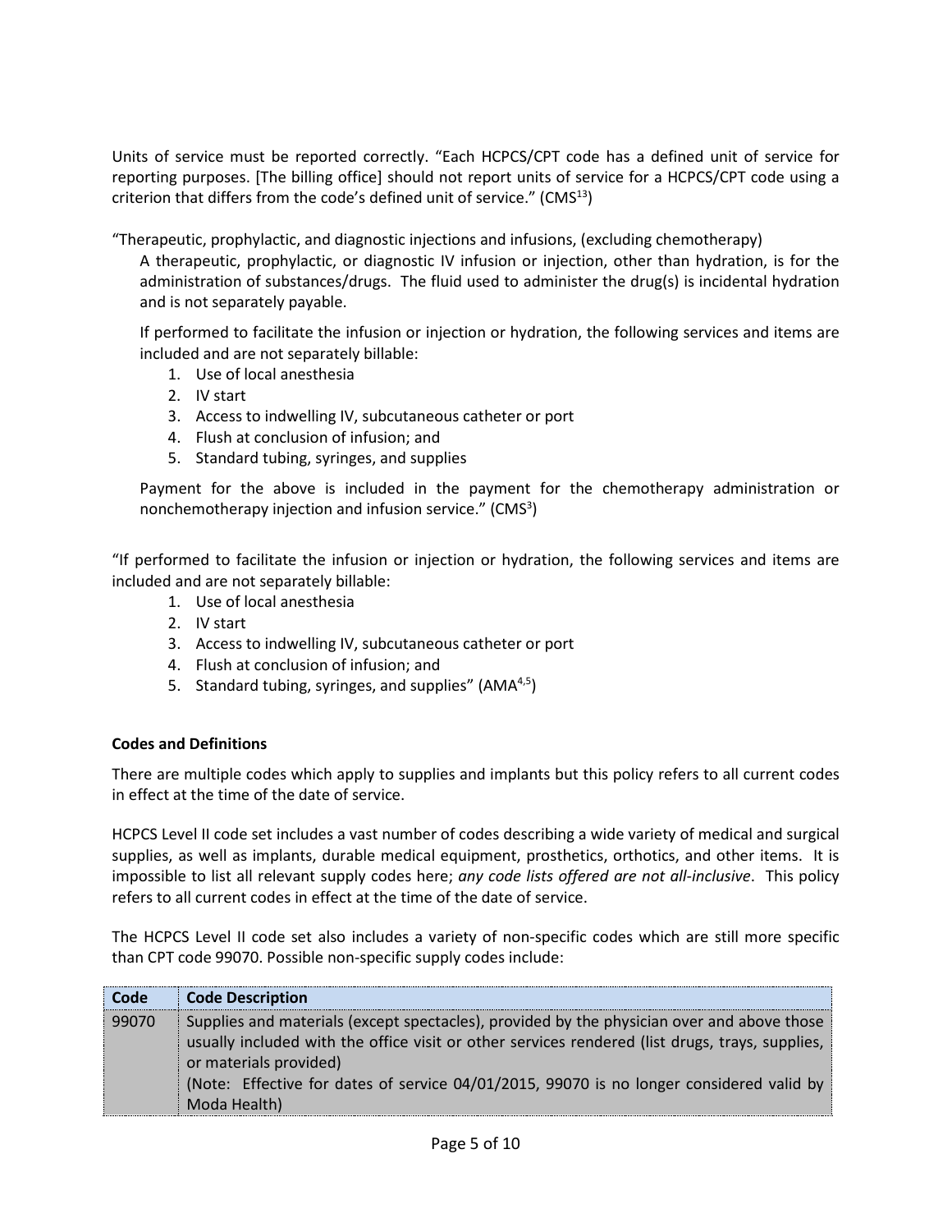Units of service must be reported correctly. "Each HCPCS/CPT code has a defined unit of service for reporting purposes. [The billing office] should not report units of service for a HCPCS/CPT code using a criterion that differs from the code's defined unit of service." (CMS[13])

"Therapeutic, prophylactic, and diagnostic injections and infusions, (excluding chemotherapy)

A therapeutic, prophylactic, or diagnostic IV infusion or injection, other than hydration, is for the administration of substances/drugs. The fluid used to administer the drug(s) is incidental hydration and is not separately payable.

If performed to facilitate the infusion or injection or hydration, the following services and items are included and are not separately billable:

1. Use of local anesthesia
2. IV start
3. Access to indwelling IV, subcutaneous catheter or port
4. Flush at conclusion of infusion; and
5. Standard tubing, syringes, and supplies

Payment for the above is included in the payment for the chemotherapy administration or nonchemotherapy injection and infusion service." (CMS[3])

"If performed to facilitate the infusion or injection or hydration, the following services and items are included and are not separately billable:

1. Use of local anesthesia
2. IV start
3. Access to indwelling IV, subcutaneous catheter or port
4. Flush at conclusion of infusion; and
5. Standard tubing, syringes, and supplies" (AMA[4,5])

**Codes and Definitions**

There are multiple codes which apply to supplies and implants but this policy refers to all current codes in effect at the time of the date of service.

HCPCS Level II code set includes a vast number of codes describing a wide variety of medical and surgical supplies, as well as implants, durable medical equipment, prosthetics, orthotics, and other items. It is impossible to list all relevant supply codes here; *any code lists offered are not all-inclusive*. This policy refers to all current codes in effect at the time of the date of service.

The HCPCS Level II code set also includes a variety of non-specific codes which are still more specific than CPT code 99070. Possible non-specific supply codes include:

| Code | Code Description |
|---|---|
| 99070 | Supplies and materials (except spectacles), provided by the physician over and above those usually included with the office visit or other services rendered (list drugs, trays, supplies, or materials provided)<br>(Note: Effective for dates of service 04/01/2015, 99070 is no longer considered valid by Moda Health) |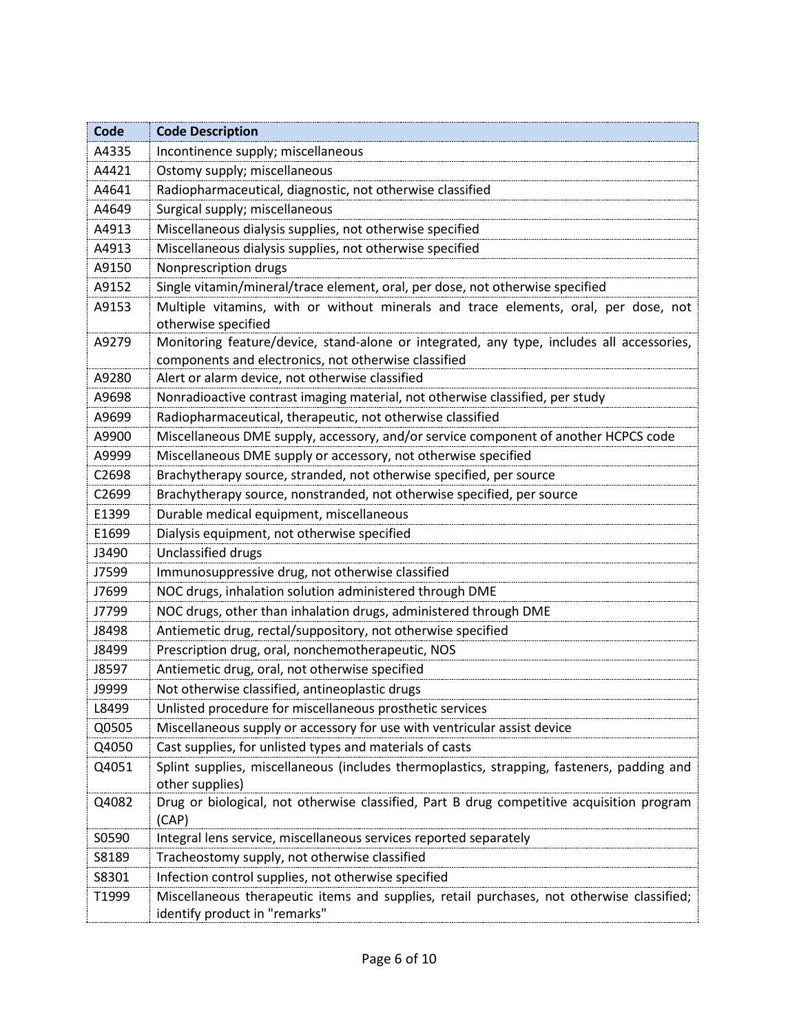| Code | Code Description |
|---|---|
| A4335 | Incontinence supply; miscellaneous |
| A4421 | Ostomy supply; miscellaneous |
| A4641 | Radiopharmaceutical, diagnostic, not otherwise classified |
| A4649 | Surgical supply; miscellaneous |
| A4913 | Miscellaneous dialysis supplies, not otherwise specified |
| A4913 | Miscellaneous dialysis supplies, not otherwise specified |
| A9150 | Nonprescription drugs |
| A9152 | Single vitamin/mineral/trace element, oral, per dose, not otherwise specified |
| A9153 | Multiple vitamins, with or without minerals and trace elements, oral, per dose, not otherwise specified |
| A9279 | Monitoring feature/device, stand-alone or integrated, any type, includes all accessories, components and electronics, not otherwise classified |
| A9280 | Alert or alarm device, not otherwise classified |
| A9698 | Nonradioactive contrast imaging material, not otherwise classified, per study |
| A9699 | Radiopharmaceutical, therapeutic, not otherwise classified |
| A9900 | Miscellaneous DME supply, accessory, and/or service component of another HCPCS code |
| A9999 | Miscellaneous DME supply or accessory, not otherwise specified |
| C2698 | Brachytherapy source, stranded, not otherwise specified, per source |
| C2699 | Brachytherapy source, nonstranded, not otherwise specified, per source |
| E1399 | Durable medical equipment, miscellaneous |
| E1699 | Dialysis equipment, not otherwise specified |
| J3490 | Unclassified drugs |
| J7599 | Immunosuppressive drug, not otherwise classified |
| J7699 | NOC drugs, inhalation solution administered through DME |
| J7799 | NOC drugs, other than inhalation drugs, administered through DME |
| J8498 | Antiemetic drug, rectal/suppository, not otherwise specified |
| J8499 | Prescription drug, oral, nonchemotherapeutic, NOS |
| J8597 | Antiemetic drug, oral, not otherwise specified |
| J9999 | Not otherwise classified, antineoplastic drugs |
| L8499 | Unlisted procedure for miscellaneous prosthetic services |
| Q0505 | Miscellaneous supply or accessory for use with ventricular assist device |
| Q4050 | Cast supplies, for unlisted types and materials of casts |
| Q4051 | Splint supplies, miscellaneous (includes thermoplastics, strapping, fasteners, padding and other supplies) |
| Q4082 | Drug or biological, not otherwise classified, Part B drug competitive acquisition program (CAP) |
| S0590 | Integral lens service, miscellaneous services reported separately |
| S8189 | Tracheostomy supply, not otherwise classified |
| S8301 | Infection control supplies, not otherwise specified |
| T1999 | Miscellaneous therapeutic items and supplies, retail purchases, not otherwise classified; identify product in "remarks" |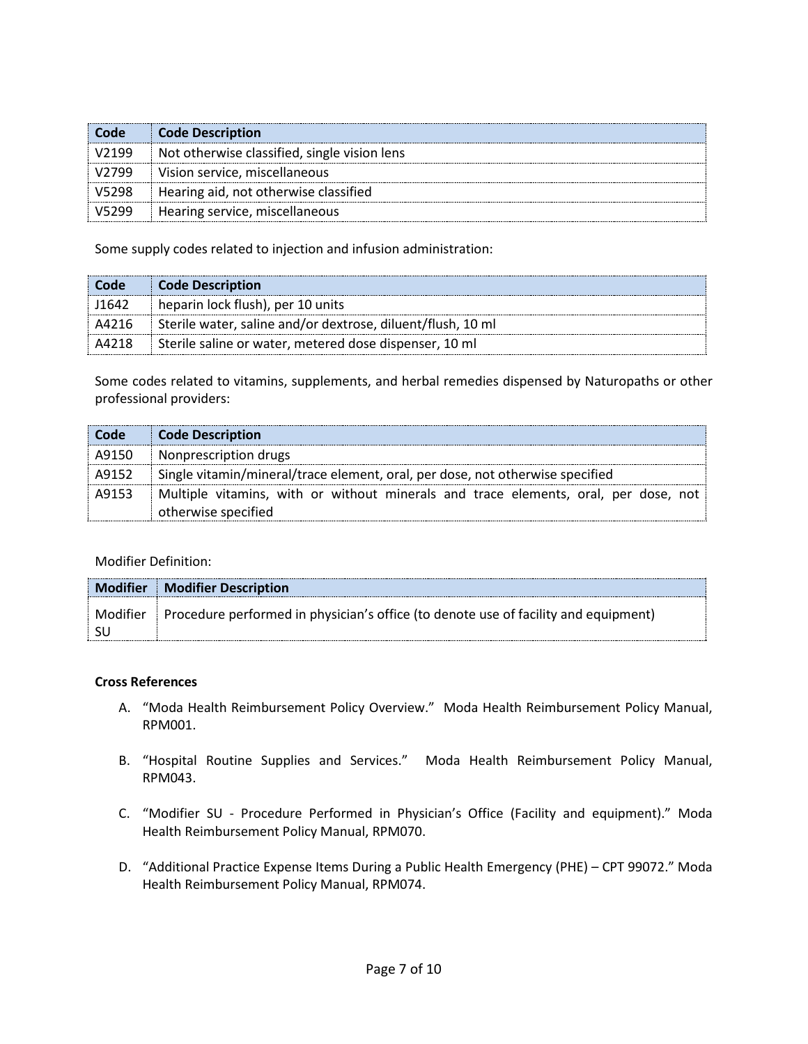| Code | Code Description |
|---|---|
| V2199 | Not otherwise classified, single vision lens |
| V2799 | Vision service, miscellaneous |
| V5298 | Hearing aid, not otherwise classified |
| V5299 | Hearing service, miscellaneous |

Some supply codes related to injection and infusion administration:

| Code | Code Description |
|---|---|
| J1642 | heparin lock flush), per 10 units |
| A4216 | Sterile water, saline and/or dextrose, diluent/flush, 10 ml |
| A4218 | Sterile saline or water, metered dose dispenser, 10 ml |

Some codes related to vitamins, supplements, and herbal remedies dispensed by Naturopaths or other professional providers:

| Code | Code Description |
|---|---|
| A9150 | Nonprescription drugs |
| A9152 | Single vitamin/mineral/trace element, oral, per dose, not otherwise specified |
| A9153 | Multiple vitamins, with or without minerals and trace elements, oral, per dose, not otherwise specified |

Modifier Definition:

| Modifier | Modifier Description |
|---|---|
| Modifier SU | Procedure performed in physician's office (to denote use of facility and equipment) |

**Cross References**

A. "Moda Health Reimbursement Policy Overview." Moda Health Reimbursement Policy Manual, RPM001.

B. "Hospital Routine Supplies and Services." Moda Health Reimbursement Policy Manual, RPM043.

C. "Modifier SU - Procedure Performed in Physician's Office (Facility and equipment)." Moda Health Reimbursement Policy Manual, RPM070.

D. "Additional Practice Expense Items During a Public Health Emergency (PHE) – CPT 99072." Moda Health Reimbursement Policy Manual, RPM074.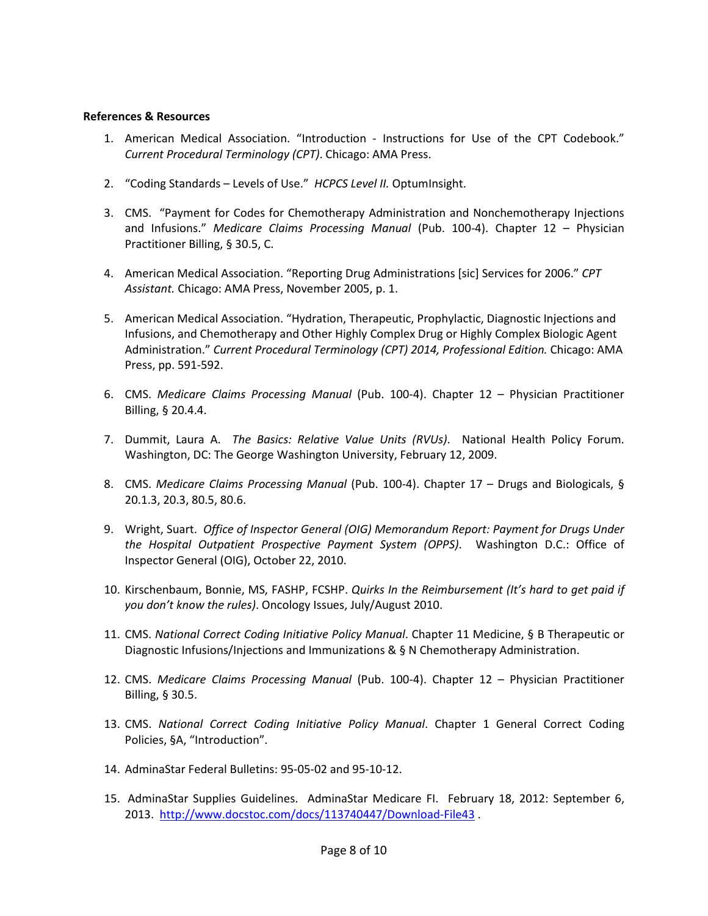**References & Resources**

1. American Medical Association. "Introduction - Instructions for Use of the CPT Codebook." *Current Procedural Terminology (CPT)*. Chicago: AMA Press.

2. "Coding Standards – Levels of Use." *HCPCS Level II.* OptumInsight.

3. CMS. "Payment for Codes for Chemotherapy Administration and Nonchemotherapy Injections and Infusions." *Medicare Claims Processing Manual* (Pub. 100-4). Chapter 12 – Physician Practitioner Billing, § 30.5, C.

4. American Medical Association. "Reporting Drug Administrations [sic] Services for 2006." *CPT Assistant.* Chicago: AMA Press, November 2005, p. 1.

5. American Medical Association. "Hydration, Therapeutic, Prophylactic, Diagnostic Injections and Infusions, and Chemotherapy and Other Highly Complex Drug or Highly Complex Biologic Agent Administration." *Current Procedural Terminology (CPT) 2014, Professional Edition.* Chicago: AMA Press, pp. 591-592.

6. CMS. *Medicare Claims Processing Manual* (Pub. 100-4). Chapter 12 – Physician Practitioner Billing, § 20.4.4.

7. Dummit, Laura A. *The Basics: Relative Value Units (RVUs)*. National Health Policy Forum. Washington, DC: The George Washington University, February 12, 2009.

8. CMS. *Medicare Claims Processing Manual* (Pub. 100-4). Chapter 17 – Drugs and Biologicals, § 20.1.3, 20.3, 80.5, 80.6.

9. Wright, Suart. *Office of Inspector General (OIG) Memorandum Report: Payment for Drugs Under the Hospital Outpatient Prospective Payment System (OPPS)*. Washington D.C.: Office of Inspector General (OIG), October 22, 2010.

10. Kirschenbaum, Bonnie, MS, FASHP, FCSHP. *Quirks In the Reimbursement (It's hard to get paid if you don't know the rules)*. Oncology Issues, July/August 2010.

11. CMS. *National Correct Coding Initiative Policy Manual*. Chapter 11 Medicine, § B Therapeutic or Diagnostic Infusions/Injections and Immunizations & § N Chemotherapy Administration.

12. CMS. *Medicare Claims Processing Manual* (Pub. 100-4). Chapter 12 – Physician Practitioner Billing, § 30.5.

13. CMS. *National Correct Coding Initiative Policy Manual*. Chapter 1 General Correct Coding Policies, §A, "Introduction".

14. AdminaStar Federal Bulletins: 95-05-02 and 95-10-12.

15. AdminaStar Supplies Guidelines. AdminaStar Medicare FI. February 18, 2012: September 6, 2013. http://www.docstoc.com/docs/113740447/Download-File43 .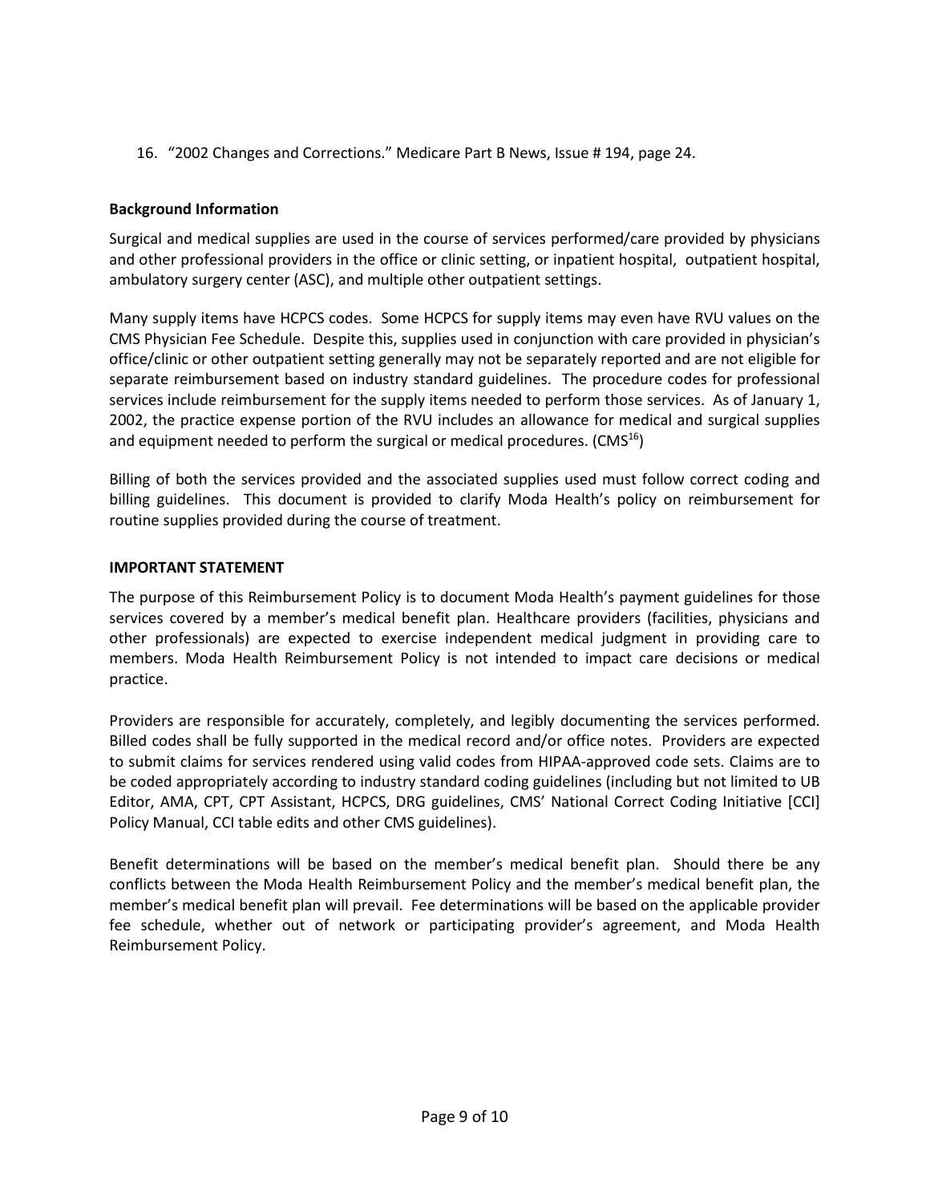16. "2002 Changes and Corrections." Medicare Part B News, Issue # 194, page 24.

**Background Information**

Surgical and medical supplies are used in the course of services performed/care provided by physicians and other professional providers in the office or clinic setting, or inpatient hospital, outpatient hospital, ambulatory surgery center (ASC), and multiple other outpatient settings.

Many supply items have HCPCS codes. Some HCPCS for supply items may even have RVU values on the CMS Physician Fee Schedule. Despite this, supplies used in conjunction with care provided in physician's office/clinic or other outpatient setting generally may not be separately reported and are not eligible for separate reimbursement based on industry standard guidelines. The procedure codes for professional services include reimbursement for the supply items needed to perform those services. As of January 1, 2002, the practice expense portion of the RVU includes an allowance for medical and surgical supplies and equipment needed to perform the surgical or medical procedures. (CMS[16])

Billing of both the services provided and the associated supplies used must follow correct coding and billing guidelines. This document is provided to clarify Moda Health's policy on reimbursement for routine supplies provided during the course of treatment.

**IMPORTANT STATEMENT**

The purpose of this Reimbursement Policy is to document Moda Health's payment guidelines for those services covered by a member's medical benefit plan. Healthcare providers (facilities, physicians and other professionals) are expected to exercise independent medical judgment in providing care to members. Moda Health Reimbursement Policy is not intended to impact care decisions or medical practice.

Providers are responsible for accurately, completely, and legibly documenting the services performed. Billed codes shall be fully supported in the medical record and/or office notes. Providers are expected to submit claims for services rendered using valid codes from HIPAA-approved code sets. Claims are to be coded appropriately according to industry standard coding guidelines (including but not limited to UB Editor, AMA, CPT, CPT Assistant, HCPCS, DRG guidelines, CMS' National Correct Coding Initiative [CCI] Policy Manual, CCI table edits and other CMS guidelines).

Benefit determinations will be based on the member's medical benefit plan. Should there be any conflicts between the Moda Health Reimbursement Policy and the member's medical benefit plan, the member's medical benefit plan will prevail. Fee determinations will be based on the applicable provider fee schedule, whether out of network or participating provider's agreement, and Moda Health Reimbursement Policy.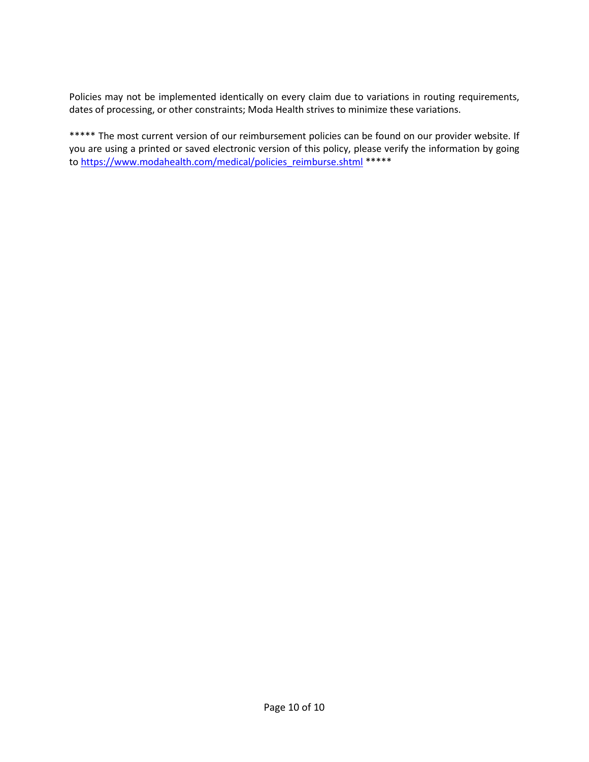Policies may not be implemented identically on every claim due to variations in routing requirements, dates of processing, or other constraints; Moda Health strives to minimize these variations.

***** The most current version of our reimbursement policies can be found on our provider website. If you are using a printed or saved electronic version of this policy, please verify the information by going to [https://www.modahealth.com/medical/policies_reimburse.shtml](https://www.modahealth.com/medical/policies_reimburse.shtml) *****